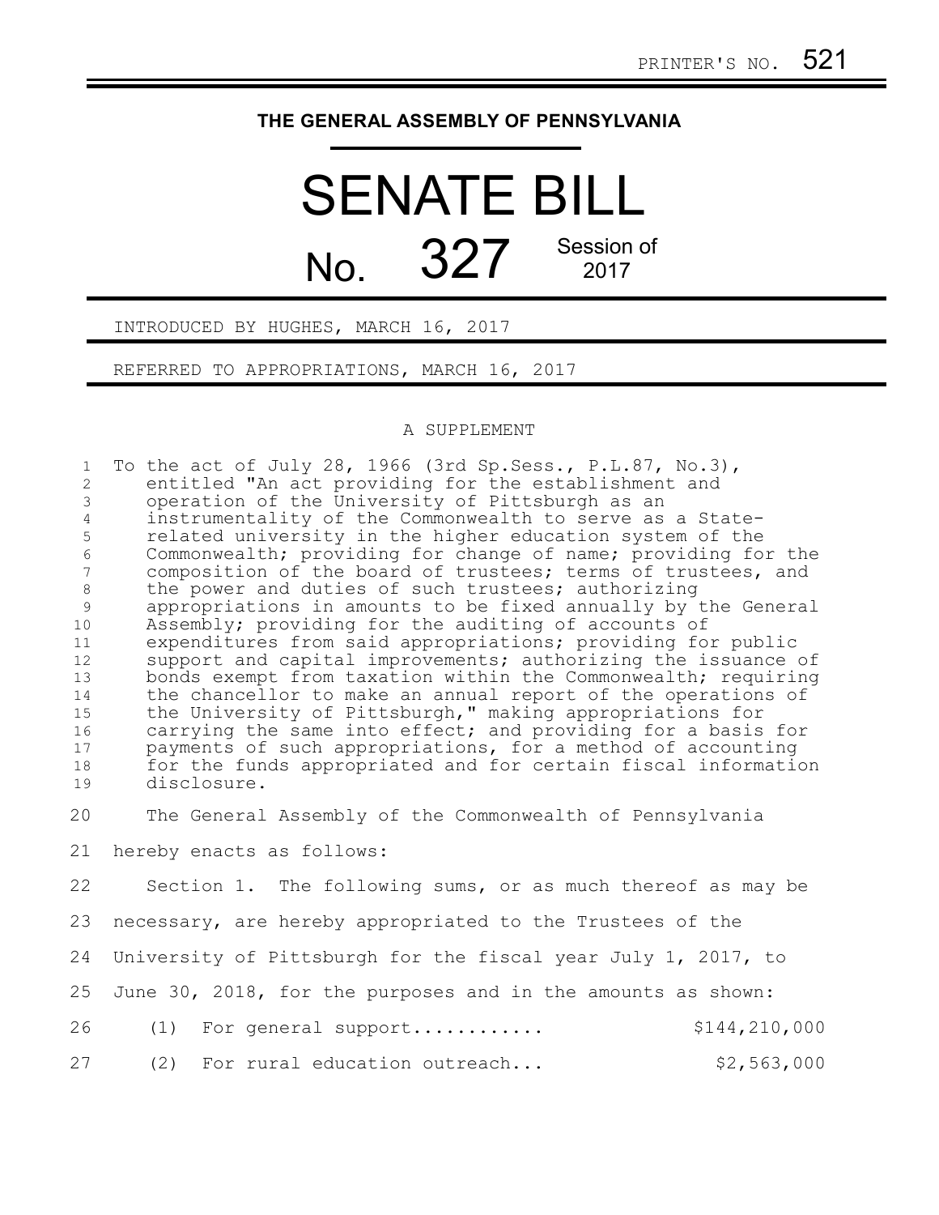PRINTER'S NO. 521

# THE GENERAL ASSEMBLY OF PENNSYLVANIA

# SENATE BILL

## No. 327 Session of 2017

INTRODUCED BY HUGHES, MARCH 16, 2017

REFERRED TO APPROPRIATIONS, MARCH 16, 2017

A SUPPLEMENT

To the act of July 28, 1966 (3rd Sp.Sess., P.L.87, No.3), entitled "An act providing for the establishment and operation of the University of Pittsburgh as an instrumentality of the Commonwealth to serve as a State-related university in the higher education system of the Commonwealth; providing for change of name; providing for the composition of the board of trustees; terms of trustees, and the power and duties of such trustees; authorizing appropriations in amounts to be fixed annually by the General Assembly; providing for the auditing of accounts of expenditures from said appropriations; providing for public support and capital improvements; authorizing the issuance of bonds exempt from taxation within the Commonwealth; requiring the chancellor to make an annual report of the operations of the University of Pittsburgh," making appropriations for carrying the same into effect; and providing for a basis for payments of such appropriations, for a method of accounting for the funds appropriated and for certain fiscal information disclosure.

The General Assembly of the Commonwealth of Pennsylvania hereby enacts as follows:

Section 1. The following sums, or as much thereof as may be necessary, are hereby appropriated to the Trustees of the University of Pittsburgh for the fiscal year July 1, 2017, to June 30, 2018, for the purposes and in the amounts as shown:

(1) For general support........... $144,210,000

(2) For rural education outreach... $2,563,000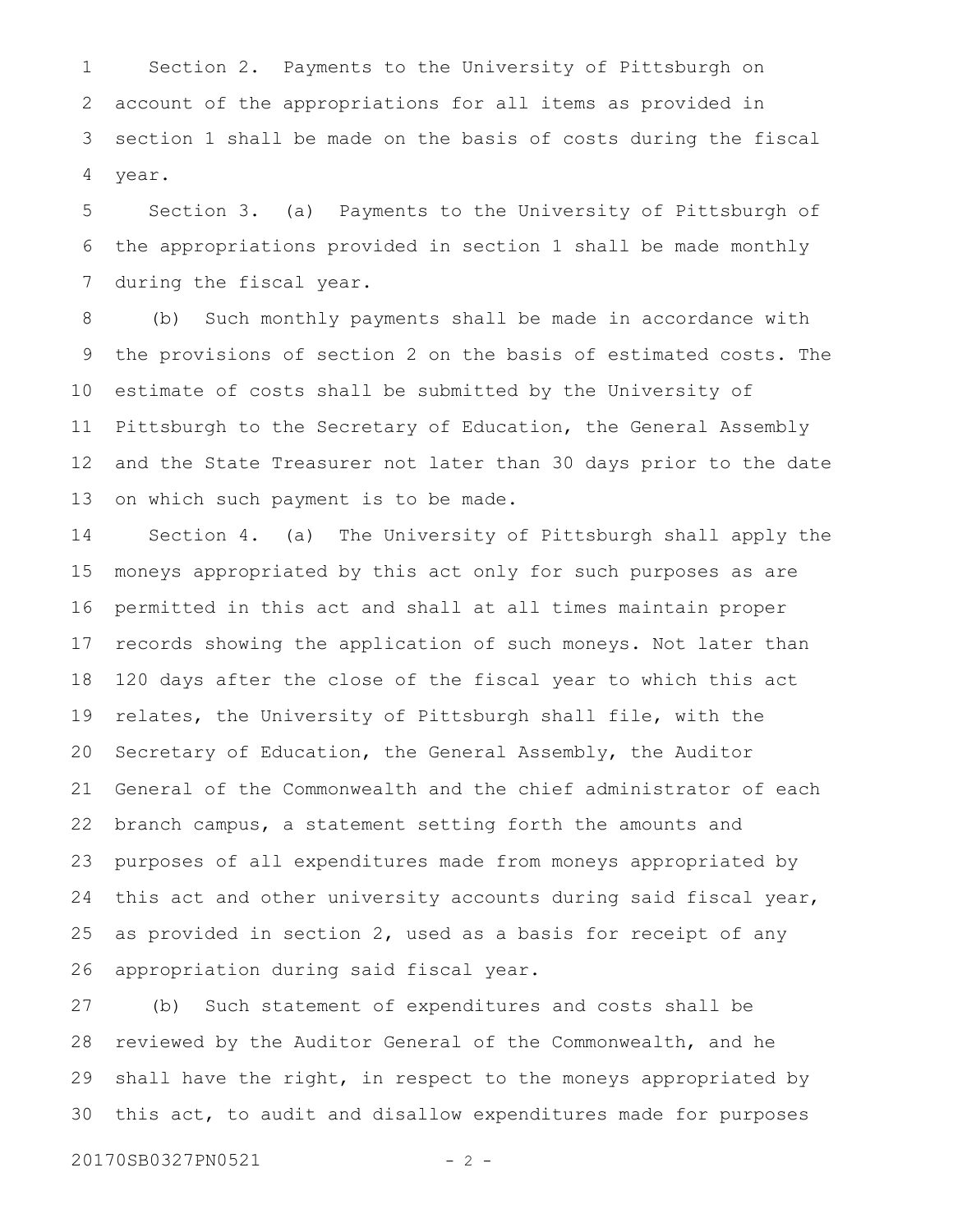Section 2. Payments to the University of Pittsburgh on account of the appropriations for all items as provided in section 1 shall be made on the basis of costs during the fiscal year.

Section 3. (a) Payments to the University of Pittsburgh of the appropriations provided in section 1 shall be made monthly during the fiscal year.

(b) Such monthly payments shall be made in accordance with the provisions of section 2 on the basis of estimated costs. The estimate of costs shall be submitted by the University of Pittsburgh to the Secretary of Education, the General Assembly and the State Treasurer not later than 30 days prior to the date on which such payment is to be made.

Section 4. (a) The University of Pittsburgh shall apply the moneys appropriated by this act only for such purposes as are permitted in this act and shall at all times maintain proper records showing the application of such moneys. Not later than 120 days after the close of the fiscal year to which this act relates, the University of Pittsburgh shall file, with the Secretary of Education, the General Assembly, the Auditor General of the Commonwealth and the chief administrator of each branch campus, a statement setting forth the amounts and purposes of all expenditures made from moneys appropriated by this act and other university accounts during said fiscal year, as provided in section 2, used as a basis for receipt of any appropriation during said fiscal year.

(b) Such statement of expenditures and costs shall be reviewed by the Auditor General of the Commonwealth, and he shall have the right, in respect to the moneys appropriated by this act, to audit and disallow expenditures made for purposes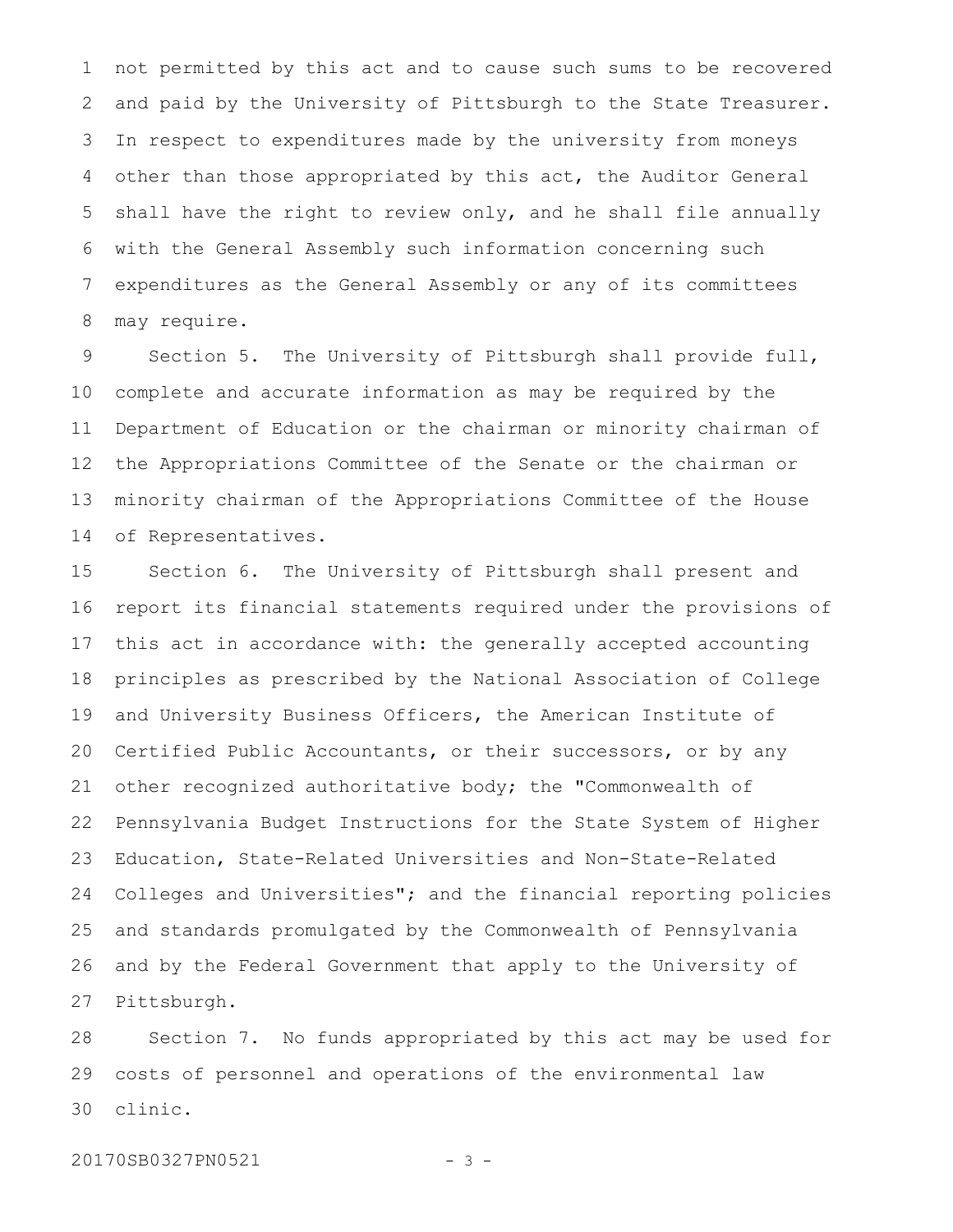not permitted by this act and to cause such sums to be recovered and paid by the University of Pittsburgh to the State Treasurer. In respect to expenditures made by the university from moneys other than those appropriated by this act, the Auditor General shall have the right to review only, and he shall file annually with the General Assembly such information concerning such expenditures as the General Assembly or any of its committees may require.

Section 5. The University of Pittsburgh shall provide full, complete and accurate information as may be required by the Department of Education or the chairman or minority chairman of the Appropriations Committee of the Senate or the chairman or minority chairman of the Appropriations Committee of the House of Representatives.

Section 6. The University of Pittsburgh shall present and report its financial statements required under the provisions of this act in accordance with: the generally accepted accounting principles as prescribed by the National Association of College and University Business Officers, the American Institute of Certified Public Accountants, or their successors, or by any other recognized authoritative body; the "Commonwealth of Pennsylvania Budget Instructions for the State System of Higher Education, State-Related Universities and Non-State-Related Colleges and Universities"; and the financial reporting policies and standards promulgated by the Commonwealth of Pennsylvania and by the Federal Government that apply to the University of Pittsburgh.

Section 7. No funds appropriated by this act may be used for costs of personnel and operations of the environmental law clinic.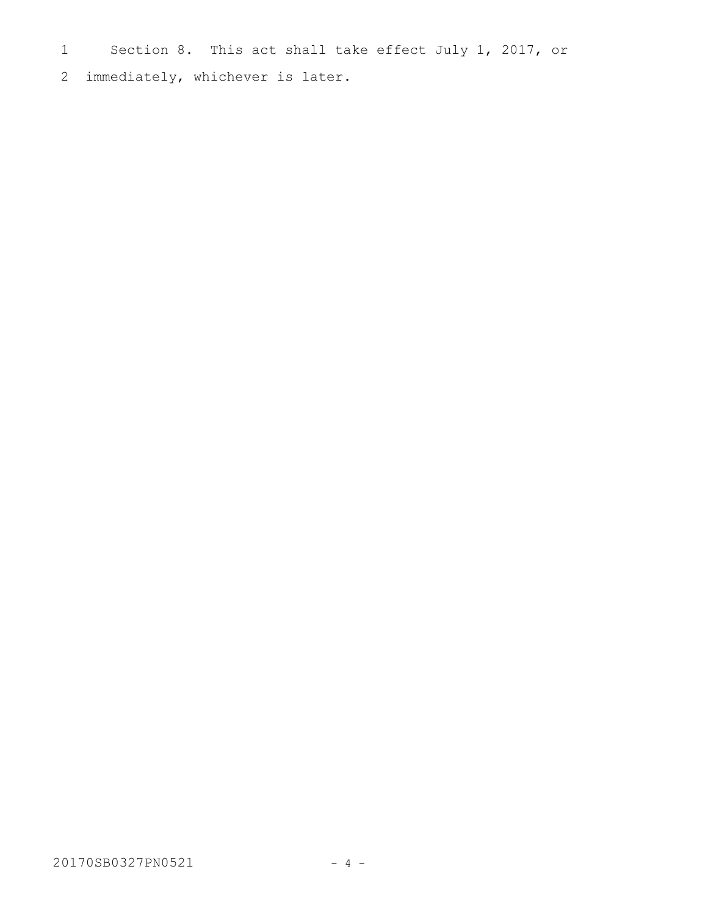Section 8. This act shall take effect July 1, 2017, or immediately, whichever is later.